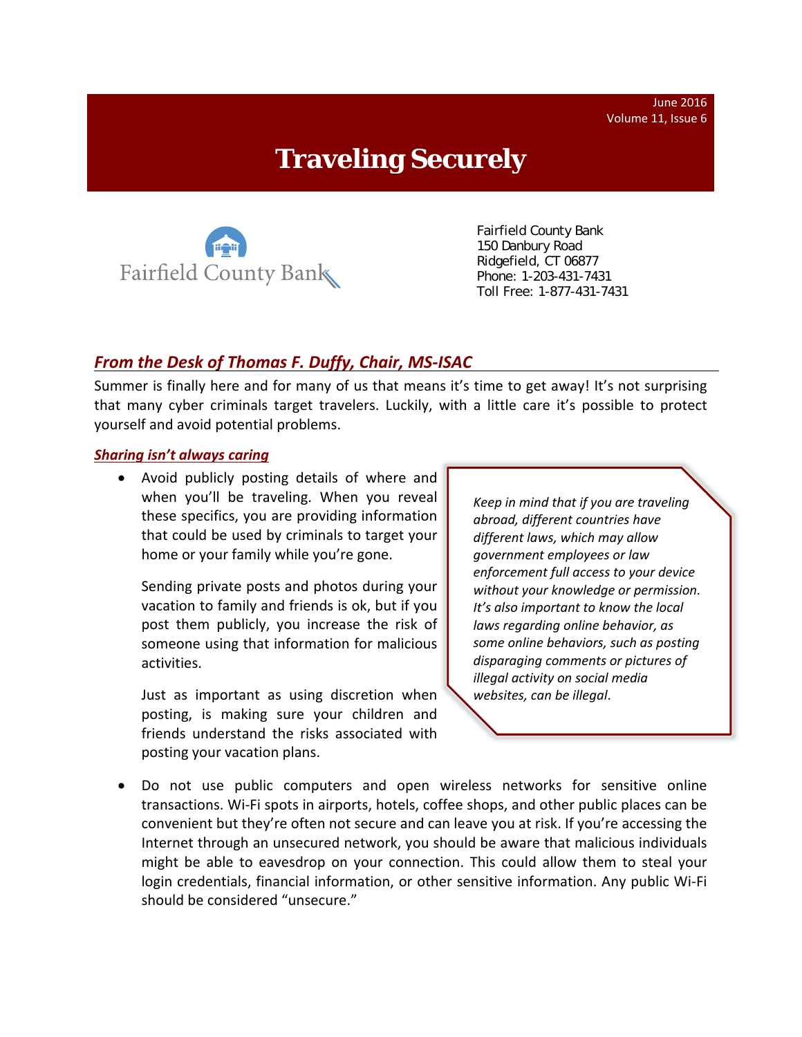June 2016
Volume 11, Issue 6

# Traveling Securely

Fairfield County Bank
150 Danbury Road
Ridgefield, CT 06877
Phone: 1-203-431-7431
Toll Free: 1-877-431-7431

## *From the Desk of Thomas F. Duffy, Chair, MS-ISAC*

Summer is finally here and for many of us that means it's time to get away! It's not surprising that many cyber criminals target travelers. Luckily, with a little care it's possible to protect yourself and avoid potential problems.

### ***Sharing isn't always caring***

- Avoid publicly posting details of where and when you'll be traveling. When you reveal these specifics, you are providing information that could be used by criminals to target your home or your family while you're gone.

  Sending private posts and photos during your vacation to family and friends is ok, but if you post them publicly, you increase the risk of someone using that information for malicious activities.

  Just as important as using discretion when posting, is making sure your children and friends understand the risks associated with posting your vacation plans.

> *Keep in mind that if you are traveling abroad, different countries have different laws, which may allow government employees or law enforcement full access to your device without your knowledge or permission. It's also important to know the local laws regarding online behavior, as some online behaviors, such as posting disparaging comments or pictures of illegal activity on social media websites, can be illegal.*

- Do not use public computers and open wireless networks for sensitive online transactions. Wi-Fi spots in airports, hotels, coffee shops, and other public places can be convenient but they're often not secure and can leave you at risk. If you're accessing the Internet through an unsecured network, you should be aware that malicious individuals might be able to eavesdrop on your connection. This could allow them to steal your login credentials, financial information, or other sensitive information. Any public Wi-Fi should be considered "unsecure."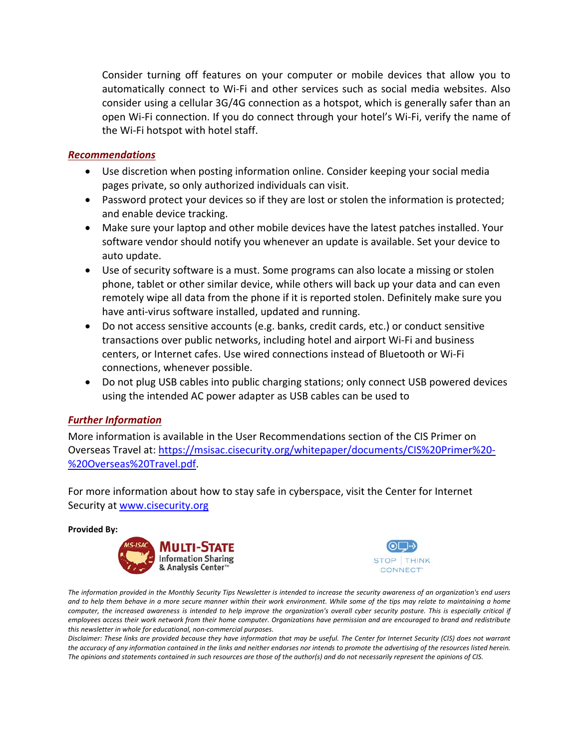Consider turning off features on your computer or mobile devices that allow you to automatically connect to Wi-Fi and other services such as social media websites. Also consider using a cellular 3G/4G connection as a hotspot, which is generally safer than an open Wi-Fi connection. If you do connect through your hotel's Wi-Fi, verify the name of the Wi-Fi hotspot with hotel staff.

## *Recommendations*

- Use discretion when posting information online. Consider keeping your social media pages private, so only authorized individuals can visit.
- Password protect your devices so if they are lost or stolen the information is protected; and enable device tracking.
- Make sure your laptop and other mobile devices have the latest patches installed. Your software vendor should notify you whenever an update is available. Set your device to auto update.
- Use of security software is a must. Some programs can also locate a missing or stolen phone, tablet or other similar device, while others will back up your data and can even remotely wipe all data from the phone if it is reported stolen. Definitely make sure you have anti-virus software installed, updated and running.
- Do not access sensitive accounts (e.g. banks, credit cards, etc.) or conduct sensitive transactions over public networks, including hotel and airport Wi-Fi and business centers, or Internet cafes. Use wired connections instead of Bluetooth or Wi-Fi connections, whenever possible.
- Do not plug USB cables into public charging stations; only connect USB powered devices using the intended AC power adapter as USB cables can be used to

## *Further Information*

More information is available in the User Recommendations section of the CIS Primer on Overseas Travel at: https://msisac.cisecurity.org/whitepaper/documents/CIS%20Primer%20-%20Overseas%20Travel.pdf.

For more information about how to stay safe in cyberspace, visit the Center for Internet Security at www.cisecurity.org

**Provided By:**

MS-ISAC MULTI-STATE Information Sharing & Analysis Center™

STOP | THINK CONNECT™

*The information provided in the Monthly Security Tips Newsletter is intended to increase the security awareness of an organization's end users and to help them behave in a more secure manner within their work environment. While some of the tips may relate to maintaining a home computer, the increased awareness is intended to help improve the organization's overall cyber security posture. This is especially critical if employees access their work network from their home computer. Organizations have permission and are encouraged to brand and redistribute this newsletter in whole for educational, non-commercial purposes.*

*Disclaimer: These links are provided because they have information that may be useful. The Center for Internet Security (CIS) does not warrant the accuracy of any information contained in the links and neither endorses nor intends to promote the advertising of the resources listed herein. The opinions and statements contained in such resources are those of the author(s) and do not necessarily represent the opinions of CIS.*